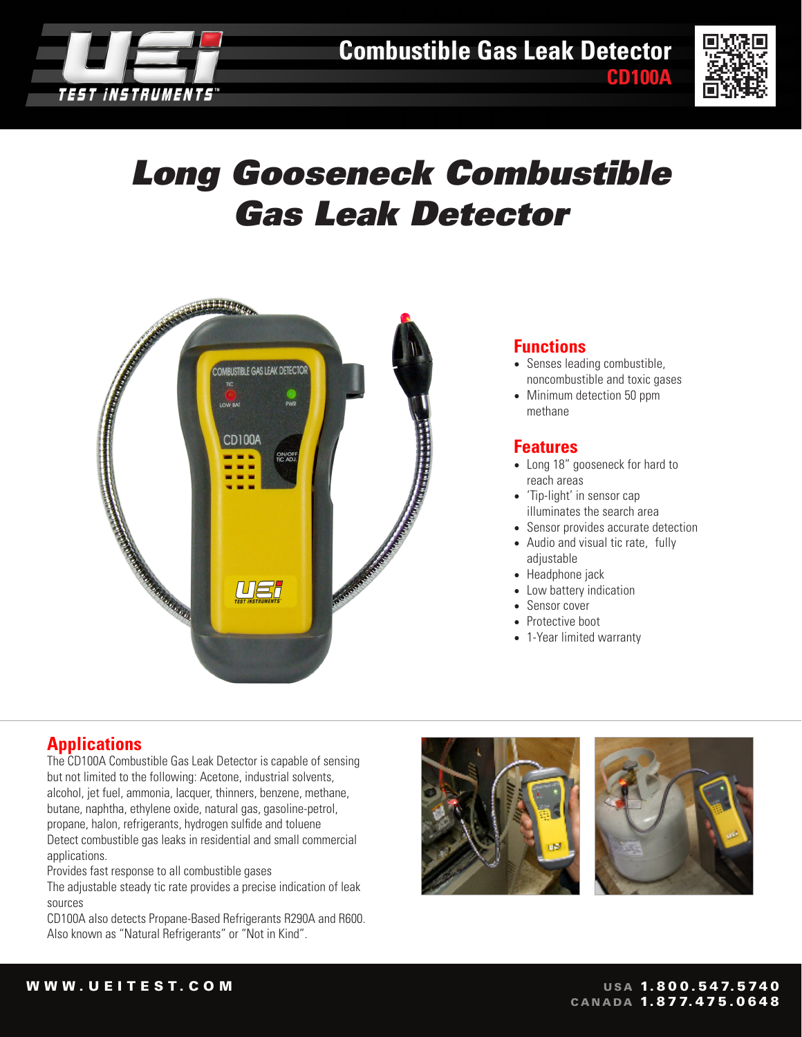# Combustible Gas Leak Detector

**CD100A**

# *Long Gooseneck Combustible Gas Leak Detector*

## Functions

- Senses leading combustible, noncombustible and toxic gases
- Minimum detection 50 ppm methane

## Features

- Long 18" gooseneck for hard to reach areas
- 'Tip-light' in sensor cap illuminates the search area
- Sensor provides accurate detection
- Audio and visual tic rate, fully adjustable
- Headphone jack
- Low battery indication
- Sensor cover
- Protective boot
- 1-Year limited warranty

## Applications

The CD100A Combustible Gas Leak Detector is capable of sensing but not limited to the following: Acetone, industrial solvents, alcohol, jet fuel, ammonia, lacquer, thinners, benzene, methane, butane, naphtha, ethylene oxide, natural gas, gasoline-petrol, propane, halon, refrigerants, hydrogen sulfide and toluene

Detect combustible gas leaks in residential and small commercial applications.

Provides fast response to all combustible gases

The adjustable steady tic rate provides a precise indication of leak sources

CD100A also detects Propane-Based Refrigerants R290A and R600. Also known as "Natural Refrigerants" or "Not in Kind".

WWW.UEITEST.COM

USA 1.800.547.5740
CANADA 1.877.475.0648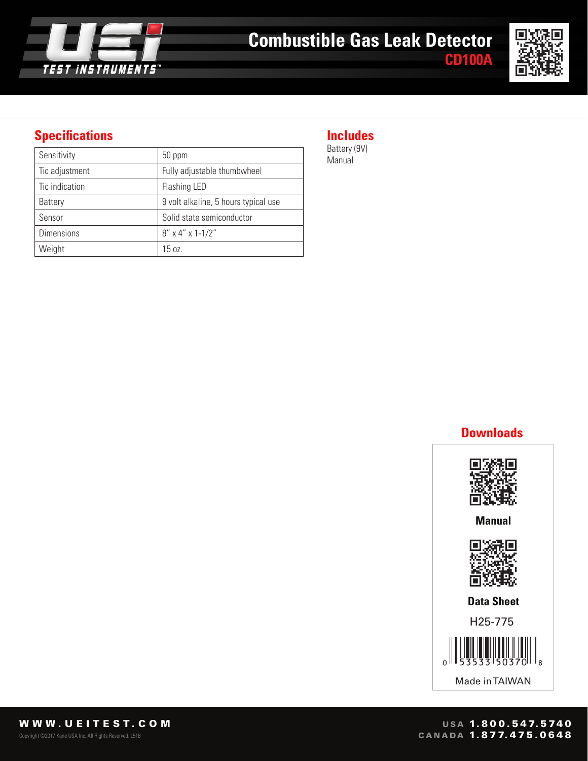# Combustible Gas Leak Detector

**CD100A**

## Specifications

| | |
|---|---|
| Sensitivity | 50 ppm |
| Tic adjustment | Fully adjustable thumbwheel |
| Tic indication | Flashing LED |
| Battery | 9 volt alkaline, 5 hours typical use |
| Sensor | Solid state semiconductor |
| Dimensions | 8" x 4" x 1-1/2" |
| Weight | 15 oz. |

## Includes

Battery (9V)
Manual

## Downloads

**Manual**

**Data Sheet**

H25-775

0 53533 50370 8

Made in TAIWAN

**WWW.UEITEST.COM**

Copyright ©2017 Kane USA Inc. All Rights Reserved. L518

USA **1.800.547.5740**
CANADA **1.877.475.0648**